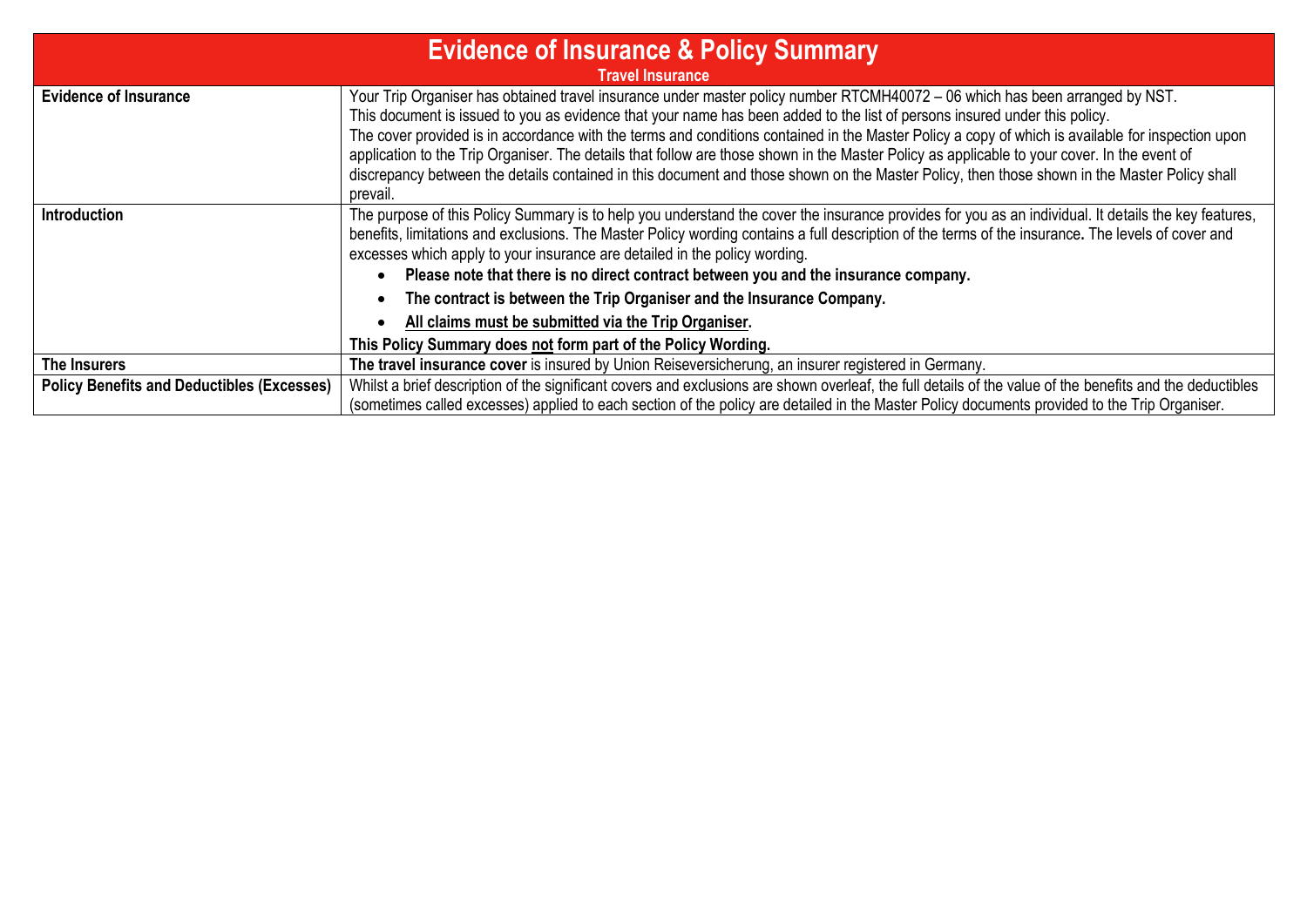# Evidence of Insurance & Policy Summary

## Travel Insurance

| | |
|---|---|
| **Evidence of Insurance** | Your Trip Organiser has obtained travel insurance under master policy number RTCMH40072 – 06 which has been arranged by NST. This document is issued to you as evidence that your name has been added to the list of persons insured under this policy. The cover provided is in accordance with the terms and conditions contained in the Master Policy a copy of which is available for inspection upon application to the Trip Organiser. The details that follow are those shown in the Master Policy as applicable to your cover. In the event of discrepancy between the details contained in this document and those shown on the Master Policy, then those shown in the Master Policy shall prevail. |
| **Introduction** | The purpose of this Policy Summary is to help you understand the cover the insurance provides for you as an individual. It details the key features, benefits, limitations and exclusions. The Master Policy wording contains a full description of the terms of the insurance**.** The levels of cover and excesses which apply to your insurance are detailed in the policy wording.<br>• **Please note that there is no direct contract between you and the insurance company.**<br>• **The contract is between the Trip Organiser and the Insurance Company.**<br>• **<u>All claims must be submitted via the Trip Organiser.</u>**<br>**This Policy Summary does <u>not</u> form part of the Policy Wording.** |
| **The Insurers** | **The travel insurance cover** is insured by Union Reiseversicherung, an insurer registered in Germany. |
| **Policy Benefits and Deductibles (Excesses)** | Whilst a brief description of the significant covers and exclusions are shown overleaf, the full details of the value of the benefits and the deductibles (sometimes called excesses) applied to each section of the policy are detailed in the Master Policy documents provided to the Trip Organiser. |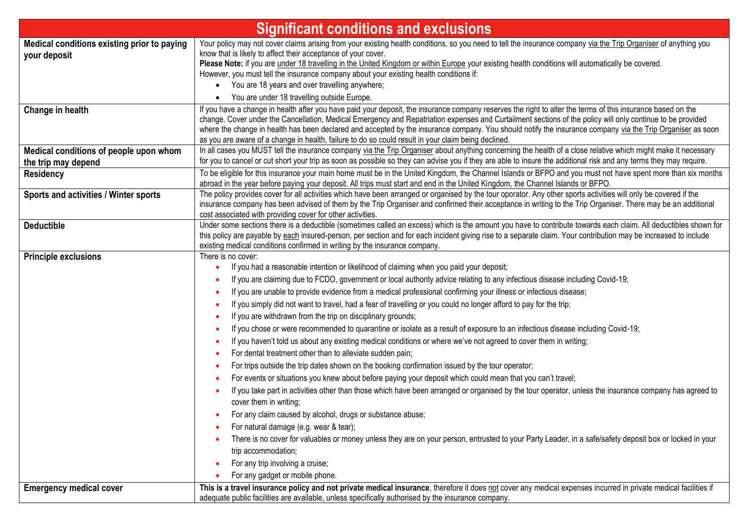| Significant conditions and exclusions | |
|---|---|
| **Medical conditions existing prior to paying your deposit** | Your policy may not cover claims arising from your existing health conditions, so you need to tell the insurance company via the Trip Organiser of anything you know that is likely to affect their acceptance of your cover.<br>**Please Note:** if you are under 18 travelling in the United Kingdom or within Europe your existing health conditions will automatically be covered.<br>However, you must tell the insurance company about your existing health conditions if:<br>• You are 18 years and over travelling anywhere;<br>• You are under 18 travelling outside Europe. |
| **Change in health** | If you have a change in health after you have paid your deposit, the insurance company reserves the right to alter the terms of this insurance based on the change. Cover under the Cancellation, Medical Emergency and Repatriation expenses and Curtailment sections of the policy will only continue to be provided where the change in health has been declared and accepted by the insurance company. You should notify the insurance company via the Trip Organiser as soon as you are aware of a change in health, failure to do so could result in your claim being declined. |
| **Medical conditions of people upon whom the trip may depend** | In all cases you MUST tell the insurance company via the Trip Organiser about anything concerning the health of a close relative which might make it necessary for you to cancel or cut short your trip as soon as possible so they can advise you if they are able to insure the additional risk and any terms they may require. |
| **Residency** | To be eligible for this insurance your main home must be in the United Kingdom, the Channel Islands or BFPO and you must not have spent more than six months abroad in the year before paying your deposit. All trips must start and end in the United Kingdom, the Channel Islands or BFPO. |
| **Sports and activities / Winter sports** | The policy provides cover for all activities which have been arranged or organised by the tour oporator. Any other sports activities will only be covered if the insurance company has been advised of them by the Trip Organiser and confirmed their acceptance in writing to the Trip Organiser. There may be an additional cost associated with providing cover for other activities. |
| **Deductible** | Under some sections there is a deductible (sometimes called an excess) which is the amount you have to contribute towards each claim. All deductibles shown for this policy are payable by each insured-person, per section and for each incident giving rise to a separate claim. Your contribution may be increased to include existing medical conditions confirmed in writing by the insurance company. |
| **Principle exclusions** | There is no cover:<br>• If you had a reasonable intention or likelihood of claiming when you paid your deposit;<br>• If you are claiming due to FCDO, government or local authority advice relating to any infectious disease including Covid-19;<br>• If you are unable to provide evidence from a medical professional confirming your illness or infectious disease;<br>• If you simply did not want to travel, had a fear of travelling or you could no longer afford to pay for the trip;<br>• If you are withdrawn from the trip on disciplinary grounds;<br>• If you chose or were recommended to quarantine or isolate as a result of exposure to an infectious disease including Covid-19;<br>• If you haven't told us about any existing medical conditions or where we've not agreed to cover them in writing;<br>• For dental treatment other than to alleviate sudden pain;<br>• For trips outside the trip dates shown on the booking confirmation issued by the tour operator;<br>• For events or situations you knew about before paying your deposit which could mean that you can't travel;<br>• If you take part in activities other than those which have been arranged or organised by the tour operator, unless the insurance company has agreed to cover them in writing;<br>• For any claim caused by alcohol, drugs or substance abuse;<br>• For natural damage (e.g. wear & tear);<br>• There is no cover for valuables or money unless they are on your person, entrusted to your Party Leader, in a safe/safety deposit box or locked in your trip accommodation;<br>• For any trip involving a cruise;<br>• For any gadget or mobile phone. |
| **Emergency medical cover** | **This is a travel insurance policy and not private medical insurance**, therefore it does not cover any medical expenses incurred in private medical facilities if adequate public facilities are available, unless specifically authorised by the insurance company. |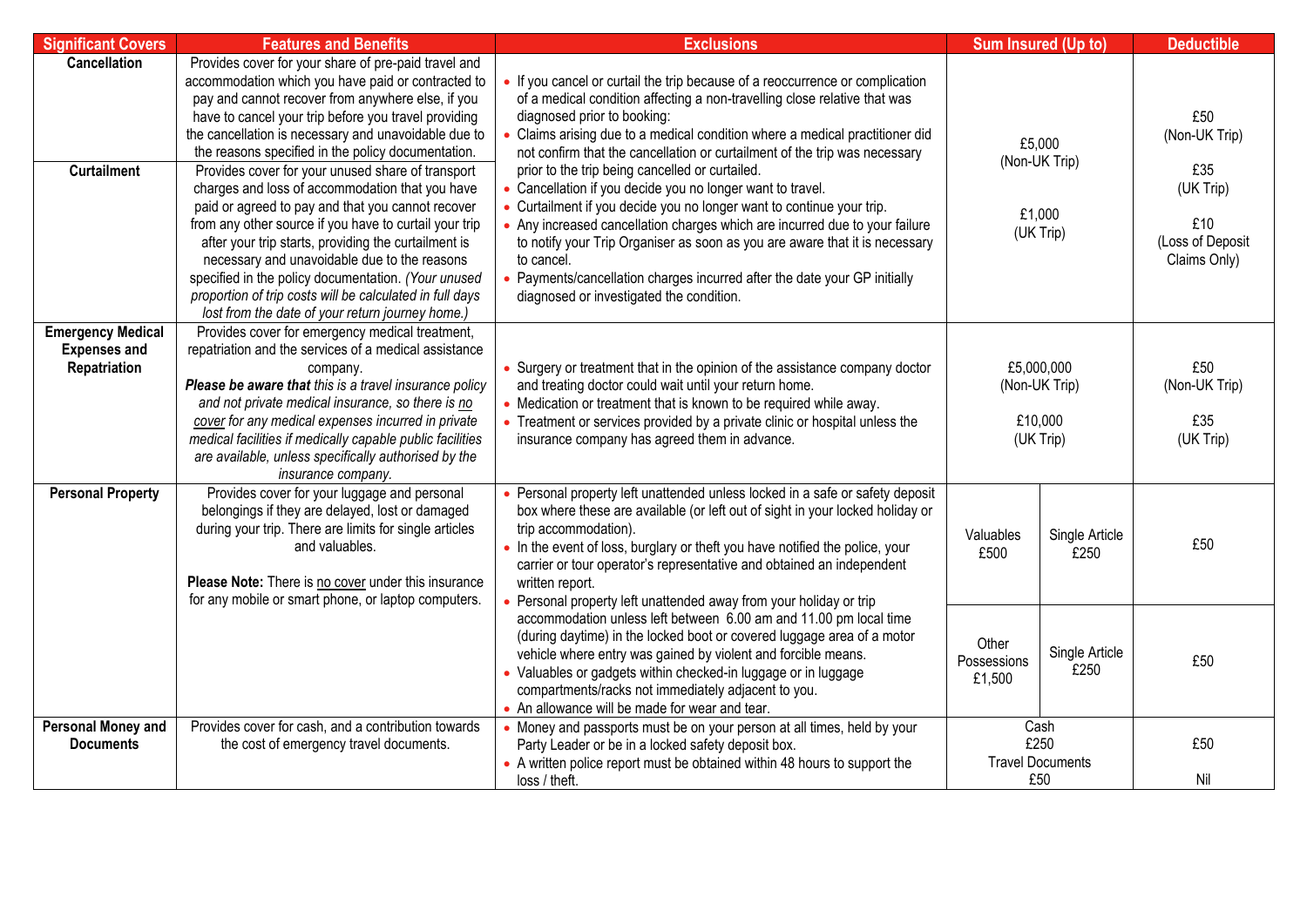| Significant Covers | Features and Benefits | Exclusions | Sum Insured (Up to) | | Deductible |
|---|---|---|---|---|---|
| **Cancellation** | Provides cover for your share of pre-paid travel and accommodation which you have paid or contracted to pay and cannot recover from anywhere else, if you have to cancel your trip before you travel providing the cancellation is necessary and unavoidable due to the reasons specified in the policy documentation. | • If you cancel or curtail the trip because of a reoccurrence or complication of a medical condition affecting a non-travelling close relative that was diagnosed prior to booking:<br>• Claims arising due to a medical condition where a medical practitioner did not confirm that the cancellation or curtailment of the trip was necessary prior to the trip being cancelled or curtailed.<br>• Cancellation if you decide you no longer want to travel.<br>• Curtailment if you decide you no longer want to continue your trip.<br>• Any increased cancellation charges which are incurred due to your failure to notify your Trip Organiser as soon as you are aware that it is necessary to cancel.<br>• Payments/cancellation charges incurred after the date your GP initially diagnosed or investigated the condition. | £5,000 (Non-UK Trip)<br><br>£1,000 (UK Trip) | | £50 (Non-UK Trip)<br><br>£35 (UK Trip)<br><br>£10 (Loss of Deposit Claims Only) |
| **Curtailment** | Provides cover for your unused share of transport charges and loss of accommodation that you have paid or agreed to pay and that you cannot recover from any other source if you have to curtail your trip after your trip starts, providing the curtailment is necessary and unavoidable due to the reasons specified in the policy documentation. *(Your unused proportion of trip costs will be calculated in full days lost from the date of your return journey home.)* | | | | |
| **Emergency Medical Expenses and Repatriation** | Provides cover for emergency medical treatment, repatriation and the services of a medical assistance company.<br>***Please be aware that*** *this is a travel insurance policy and not private medical insurance, so there is no cover for any medical expenses incurred in private medical facilities if medically capable public facilities are available, unless specifically authorised by the insurance company.* | • Surgery or treatment that in the opinion of the assistance company doctor and treating doctor could wait until your return home.<br>• Medication or treatment that is known to be required while away.<br>• Treatment or services provided by a private clinic or hospital unless the insurance company has agreed them in advance. | £5,000,000 (Non-UK Trip)<br><br>£10,000 (UK Trip) | | £50 (Non-UK Trip)<br><br>£35 (UK Trip) |
| **Personal Property** | Provides cover for your luggage and personal belongings if they are delayed, lost or damaged during your trip. There are limits for single articles and valuables.<br><br>**Please Note:** There is no cover under this insurance for any mobile or smart phone, or laptop computers. | • Personal property left unattended unless locked in a safe or safety deposit box where these are available (or left out of sight in your locked holiday or trip accommodation).<br>• In the event of loss, burglary or theft you have notified the police, your carrier or tour operator's representative and obtained an independent written report.<br>• Personal property left unattended away from your holiday or trip accommodation unless left between 6.00 am and 11.00 pm local time (during daytime) in the locked boot or covered luggage area of a motor vehicle where entry was gained by violent and forcible means.<br>• Valuables or gadgets within checked-in luggage or in luggage compartments/racks not immediately adjacent to you.<br>• An allowance will be made for wear and tear. | Valuables £500 | Single Article £250 | £50 |
| | | | Other Possessions £1,500 | Single Article £250 | £50 |
| **Personal Money and Documents** | Provides cover for cash, and a contribution towards the cost of emergency travel documents. | • Money and passports must be on your person at all times, held by your Party Leader or be in a locked safety deposit box.<br>• A written police report must be obtained within 48 hours to support the loss / theft. | Cash £250<br>Travel Documents £50 | | £50<br><br>Nil |